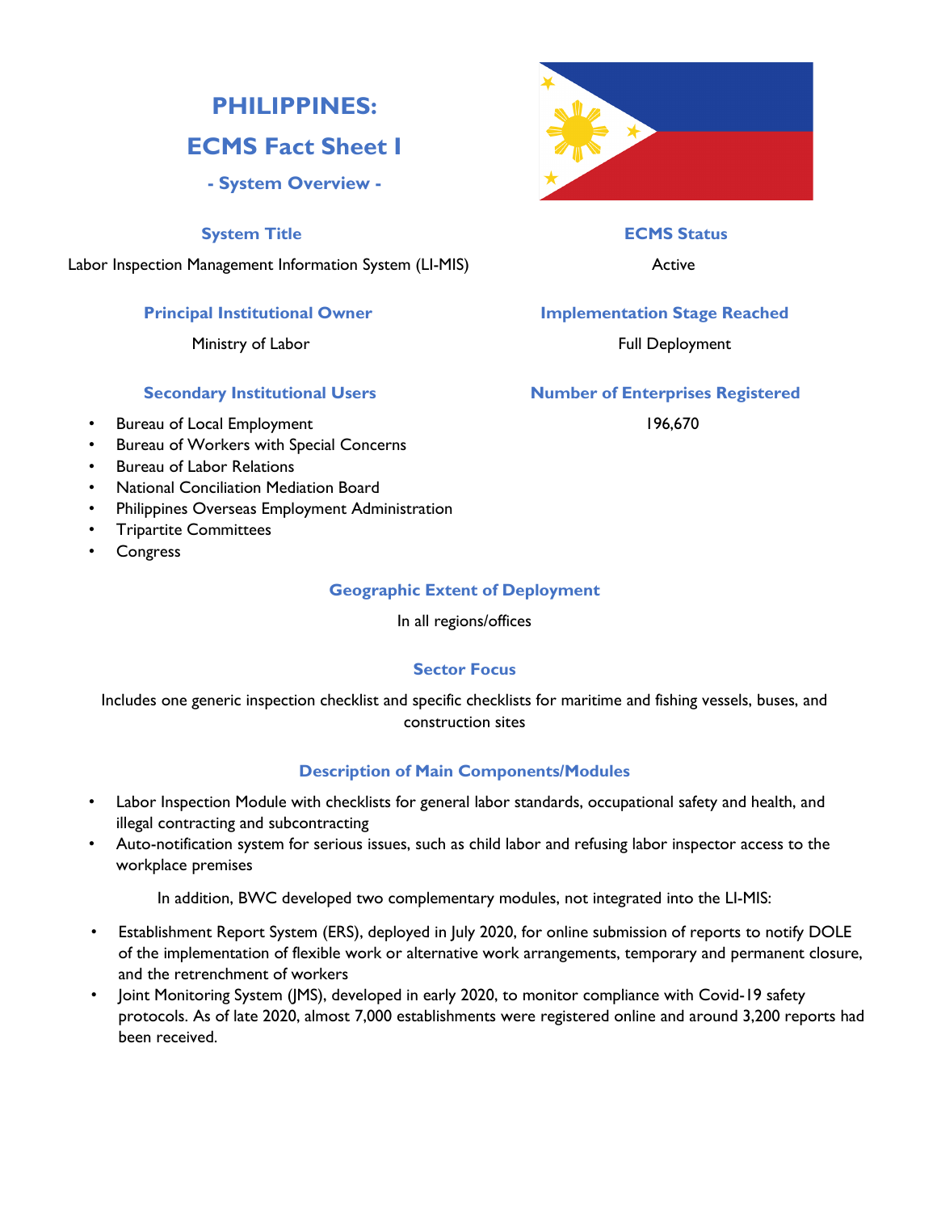# PHILIPPINES:

# ECMS Fact Sheet I

## - System Overview -

### System Title

Labor Inspection Management Information System (LI-MIS)

### ECMS Status

Active

### Principal Institutional Owner

Ministry of Labor

### Implementation Stage Reached

Full Deployment

### Secondary Institutional Users

- Bureau of Local Employment
- Bureau of Workers with Special Concerns
- Bureau of Labor Relations
- National Conciliation Mediation Board
- Philippines Overseas Employment Administration
- Tripartite Committees
- Congress

### Number of Enterprises Registered

196,670

### Geographic Extent of Deployment

In all regions/offices

### Sector Focus

Includes one generic inspection checklist and specific checklists for maritime and fishing vessels, buses, and construction sites

### Description of Main Components/Modules

- Labor Inspection Module with checklists for general labor standards, occupational safety and health, and illegal contracting and subcontracting
- Auto-notification system for serious issues, such as child labor and refusing labor inspector access to the workplace premises

In addition, BWC developed two complementary modules, not integrated into the LI-MIS:

- Establishment Report System (ERS), deployed in July 2020, for online submission of reports to notify DOLE of the implementation of flexible work or alternative work arrangements, temporary and permanent closure, and the retrenchment of workers
- Joint Monitoring System (JMS), developed in early 2020, to monitor compliance with Covid-19 safety protocols. As of late 2020, almost 7,000 establishments were registered online and around 3,200 reports had been received.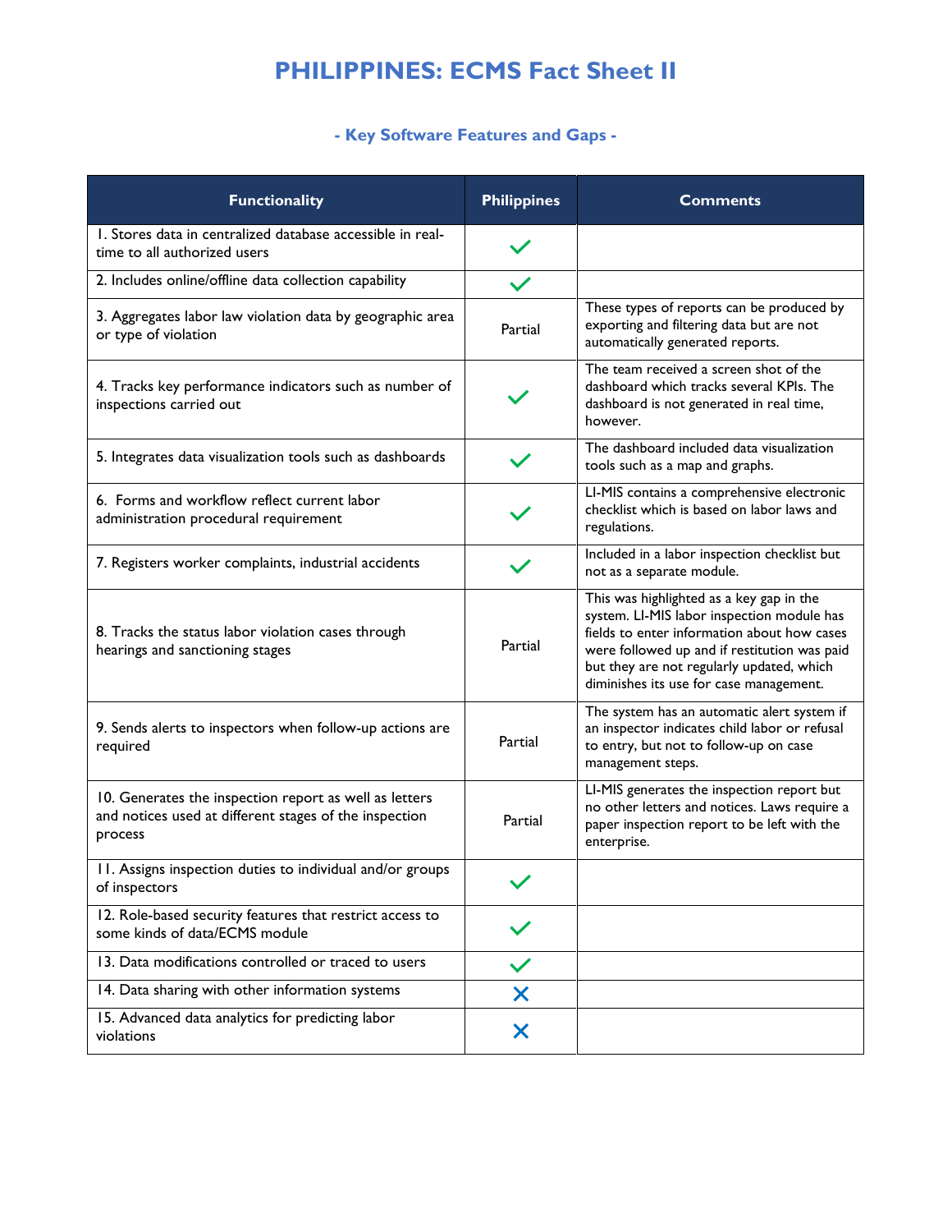# PHILIPPINES: ECMS Fact Sheet II

## - Key Software Features and Gaps -

| Functionality | Philippines | Comments |
|---|---|---|
| 1. Stores data in centralized database accessible in real-time to all authorized users | ✓ | |
| 2. Includes online/offline data collection capability | ✓ | |
| 3. Aggregates labor law violation data by geographic area or type of violation | Partial | These types of reports can be produced by exporting and filtering data but are not automatically generated reports. |
| 4. Tracks key performance indicators such as number of inspections carried out | ✓ | The team received a screen shot of the dashboard which tracks several KPIs. The dashboard is not generated in real time, however. |
| 5. Integrates data visualization tools such as dashboards | ✓ | The dashboard included data visualization tools such as a map and graphs. |
| 6. Forms and workflow reflect current labor administration procedural requirement | ✓ | LI-MIS contains a comprehensive electronic checklist which is based on labor laws and regulations. |
| 7. Registers worker complaints, industrial accidents | ✓ | Included in a labor inspection checklist but not as a separate module. |
| 8. Tracks the status labor violation cases through hearings and sanctioning stages | Partial | This was highlighted as a key gap in the system. LI-MIS labor inspection module has fields to enter information about how cases were followed up and if restitution was paid but they are not regularly updated, which diminishes its use for case management. |
| 9. Sends alerts to inspectors when follow-up actions are required | Partial | The system has an automatic alert system if an inspector indicates child labor or refusal to entry, but not to follow-up on case management steps. |
| 10. Generates the inspection report as well as letters and notices used at different stages of the inspection process | Partial | LI-MIS generates the inspection report but no other letters and notices. Laws require a paper inspection report to be left with the enterprise. |
| 11. Assigns inspection duties to individual and/or groups of inspectors | ✓ | |
| 12. Role-based security features that restrict access to some kinds of data/ECMS module | ✓ | |
| 13. Data modifications controlled or traced to users | ✓ | |
| 14. Data sharing with other information systems | ✗ | |
| 15. Advanced data analytics for predicting labor violations | ✗ | |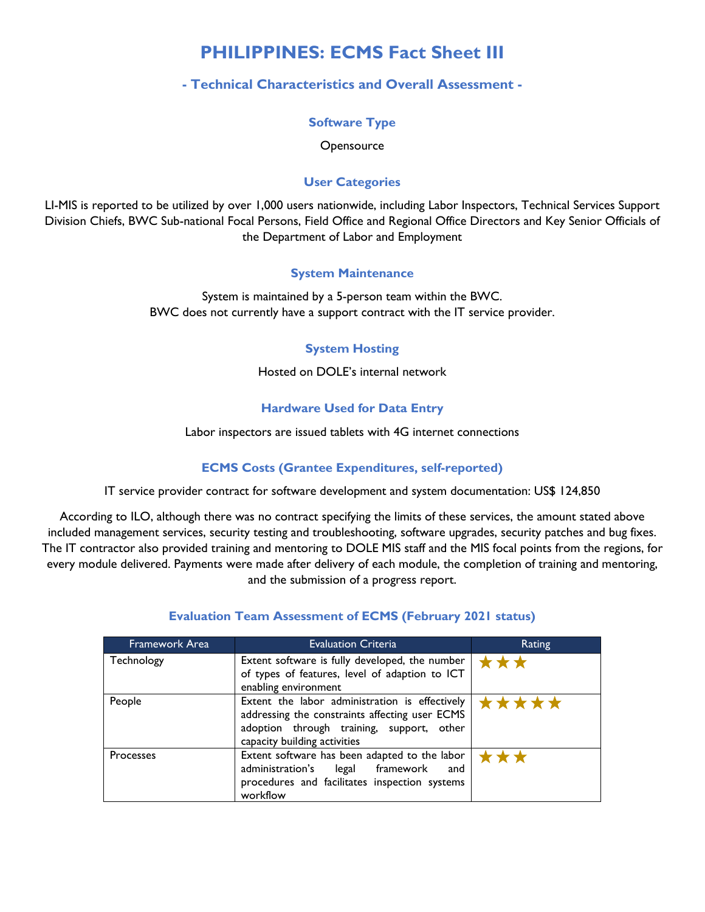# PHILIPPINES: ECMS Fact Sheet III

## - Technical Characteristics and Overall Assessment -

### Software Type

Opensource

### User Categories

LI-MIS is reported to be utilized by over 1,000 users nationwide, including Labor Inspectors, Technical Services Support Division Chiefs, BWC Sub-national Focal Persons, Field Office and Regional Office Directors and Key Senior Officials of the Department of Labor and Employment

### System Maintenance

System is maintained by a 5-person team within the BWC.
BWC does not currently have a support contract with the IT service provider.

### System Hosting

Hosted on DOLE's internal network

### Hardware Used for Data Entry

Labor inspectors are issued tablets with 4G internet connections

### ECMS Costs (Grantee Expenditures, self-reported)

IT service provider contract for software development and system documentation: US$ 124,850

According to ILO, although there was no contract specifying the limits of these services, the amount stated above included management services, security testing and troubleshooting, software upgrades, security patches and bug fixes. The IT contractor also provided training and mentoring to DOLE MIS staff and the MIS focal points from the regions, for every module delivered. Payments were made after delivery of each module, the completion of training and mentoring, and the submission of a progress report.

### Evaluation Team Assessment of ECMS (February 2021 status)

| Framework Area | Evaluation Criteria | Rating |
|---|---|---|
| Technology | Extent software is fully developed, the number of types of features, level of adaption to ICT enabling environment | ★★★ |
| People | Extent the labor administration is effectively addressing the constraints affecting user ECMS adoption through training, support, other capacity building activities | ★★★★★ |
| Processes | Extent software has been adapted to the labor administration's legal framework and procedures and facilitates inspection systems workflow | ★★★ |